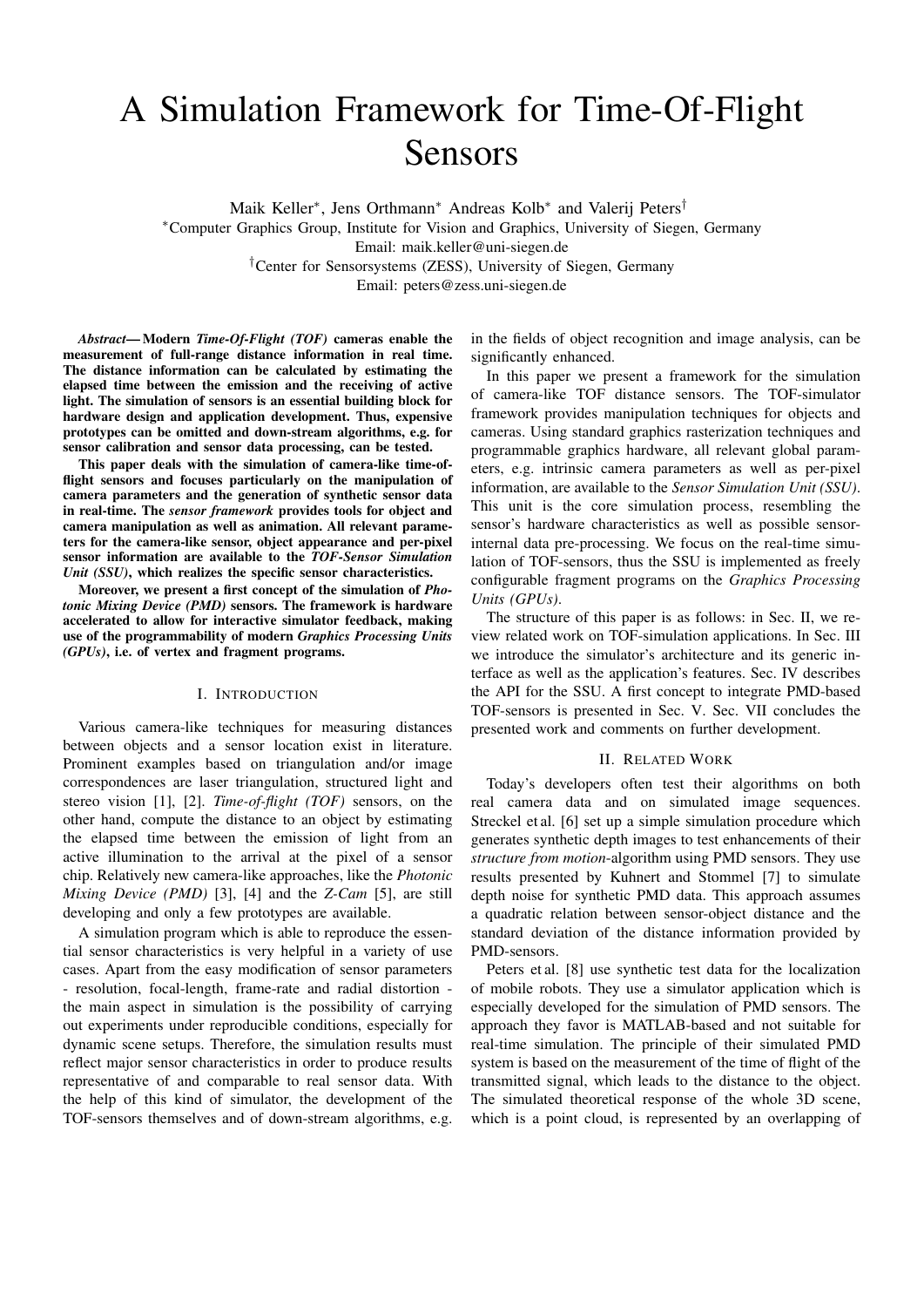# A Simulation Framework for Time-Of-Flight Sensors

Maik Keller*, Jens Orthmann* Andreas Kolb* and Valerij Peters†

*Computer Graphics Group, Institute for Vision and Graphics, University of Siegen, Germany
Email: maik.keller@uni-siegen.de

†Center for Sensorsystems (ZESS), University of Siegen, Germany
Email: peters@zess.uni-siegen.de

***Abstract*— Modern *Time-Of-Flight (TOF)* cameras enable the measurement of full-range distance information in real time. The distance information can be calculated by estimating the elapsed time between the emission and the receiving of active light. The simulation of sensors is an essential building block for hardware design and application development. Thus, expensive prototypes can be omitted and down-stream algorithms, e.g. for sensor calibration and sensor data processing, can be tested.**

**This paper deals with the simulation of camera-like time-of-flight sensors and focuses particularly on the manipulation of camera parameters and the generation of synthetic sensor data in real-time. The *sensor framework* provides tools for object and camera manipulation as well as animation. All relevant parameters for the camera-like sensor, object appearance and per-pixel sensor information are available to the *TOF-Sensor Simulation Unit (SSU)*, which realizes the specific sensor characteristics.**

**Moreover, we present a first concept of the simulation of *Photonic Mixing Device (PMD)* sensors. The framework is hardware accelerated to allow for interactive simulator feedback, making use of the programmability of modern *Graphics Processing Units (GPUs)*, i.e. of vertex and fragment programs.**

## I. Introduction

Various camera-like techniques for measuring distances between objects and a sensor location exist in literature. Prominent examples based on triangulation and/or image correspondences are laser triangulation, structured light and stereo vision [1], [2]. *Time-of-flight (TOF)* sensors, on the other hand, compute the distance to an object by estimating the elapsed time between the emission of light from an active illumination to the arrival at the pixel of a sensor chip. Relatively new camera-like approaches, like the *Photonic Mixing Device (PMD)* [3], [4] and the *Z-Cam* [5], are still developing and only a few prototypes are available.

A simulation program which is able to reproduce the essential sensor characteristics is very helpful in a variety of use cases. Apart from the easy modification of sensor parameters - resolution, focal-length, frame-rate and radial distortion - the main aspect in simulation is the possibility of carrying out experiments under reproducible conditions, especially for dynamic scene setups. Therefore, the simulation results must reflect major sensor characteristics in order to produce results representative of and comparable to real sensor data. With the help of this kind of simulator, the development of the TOF-sensors themselves and of down-stream algorithms, e.g. in the fields of object recognition and image analysis, can be significantly enhanced.

In this paper we present a framework for the simulation of camera-like TOF distance sensors. The TOF-simulator framework provides manipulation techniques for objects and cameras. Using standard graphics rasterization techniques and programmable graphics hardware, all relevant global parameters, e.g. intrinsic camera parameters as well as per-pixel information, are available to the *Sensor Simulation Unit (SSU)*. This unit is the core simulation process, resembling the sensor's hardware characteristics as well as possible sensor-internal data pre-processing. We focus on the real-time simulation of TOF-sensors, thus the SSU is implemented as freely configurable fragment programs on the *Graphics Processing Units (GPUs)*.

The structure of this paper is as follows: in Sec. II, we review related work on TOF-simulation applications. In Sec. III we introduce the simulator's architecture and its generic interface as well as the application's features. Sec. IV describes the API for the SSU. A first concept to integrate PMD-based TOF-sensors is presented in Sec. V. Sec. VII concludes the presented work and comments on further development.

## II. Related Work

Today's developers often test their algorithms on both real camera data and on simulated image sequences. Streckel et al. [6] set up a simple simulation procedure which generates synthetic depth images to test enhancements of their *structure from motion*-algorithm using PMD sensors. They use results presented by Kuhnert and Stommel [7] to simulate depth noise for synthetic PMD data. This approach assumes a quadratic relation between sensor-object distance and the standard deviation of the distance information provided by PMD-sensors.

Peters et al. [8] use synthetic test data for the localization of mobile robots. They use a simulator application which is especially developed for the simulation of PMD sensors. The approach they favor is MATLAB-based and not suitable for real-time simulation. The principle of their simulated PMD system is based on the measurement of the time of flight of the transmitted signal, which leads to the distance to the object. The simulated theoretical response of the whole 3D scene, which is a point cloud, is represented by an overlapping of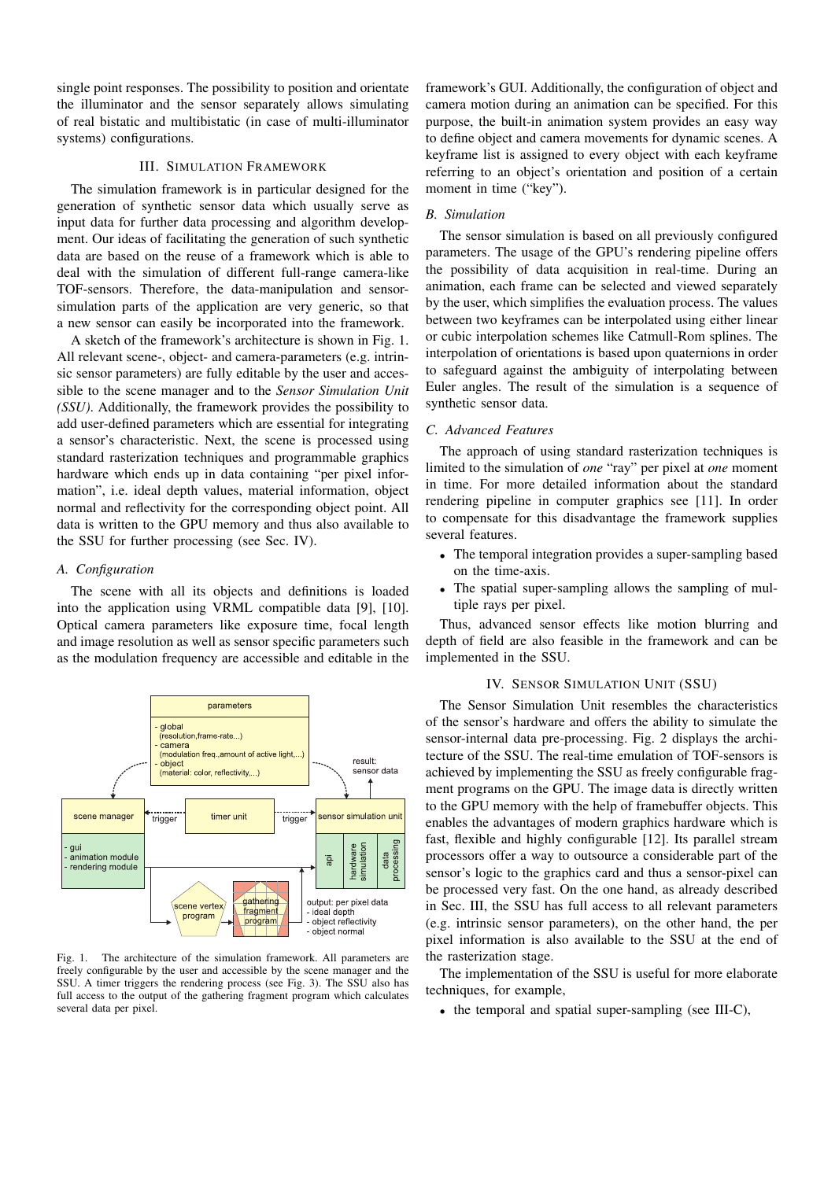single point responses. The possibility to position and orientate the illuminator and the sensor separately allows simulating of real bistatic and multibistatic (in case of multi-illuminator systems) configurations.

## III. Simulation Framework

The simulation framework is in particular designed for the generation of synthetic sensor data which usually serve as input data for further data processing and algorithm development. Our ideas of facilitating the generation of such synthetic data are based on the reuse of a framework which is able to deal with the simulation of different full-range camera-like TOF-sensors. Therefore, the data-manipulation and sensor-simulation parts of the application are very generic, so that a new sensor can easily be incorporated into the framework.

A sketch of the framework's architecture is shown in Fig. 1. All relevant scene-, object- and camera-parameters (e.g. intrinsic sensor parameters) are fully editable by the user and accessible to the scene manager and to the *Sensor Simulation Unit (SSU)*. Additionally, the framework provides the possibility to add user-defined parameters which are essential for integrating a sensor's characteristic. Next, the scene is processed using standard rasterization techniques and programmable graphics hardware which ends up in data containing "per pixel information", i.e. ideal depth values, material information, object normal and reflectivity for the corresponding object point. All data is written to the GPU memory and thus also available to the SSU for further processing (see Sec. IV).

### A. Configuration

The scene with all its objects and definitions is loaded into the application using VRML compatible data [9], [10]. Optical camera parameters like exposure time, focal length and image resolution as well as sensor specific parameters such as the modulation frequency are accessible and editable in the framework's GUI. Additionally, the configuration of object and camera motion during an animation can be specified. For this purpose, the built-in animation system provides an easy way to define object and camera movements for dynamic scenes. A keyframe list is assigned to every object with each keyframe referring to an object's orientation and position of a certain moment in time ("key").

Fig. 1. The architecture of the simulation framework. All parameters are freely configurable by the user and accessible by the scene manager and the SSU. A timer triggers the rendering process (see Fig. 3). The SSU also has full access to the output of the gathering fragment program which calculates several data per pixel.

### B. Simulation

The sensor simulation is based on all previously configured parameters. The usage of the GPU's rendering pipeline offers the possibility of data acquisition in real-time. During an animation, each frame can be selected and viewed separately by the user, which simplifies the evaluation process. The values between two keyframes can be interpolated using either linear or cubic interpolation schemes like Catmull-Rom splines. The interpolation of orientations is based upon quaternions in order to safeguard against the ambiguity of interpolating between Euler angles. The result of the simulation is a sequence of synthetic sensor data.

### C. Advanced Features

The approach of using standard rasterization techniques is limited to the simulation of *one* "ray" per pixel at *one* moment in time. For more detailed information about the standard rendering pipeline in computer graphics see [11]. In order to compensate for this disadvantage the framework supplies several features.

- The temporal integration provides a super-sampling based on the time-axis.
- The spatial super-sampling allows the sampling of multiple rays per pixel.

Thus, advanced sensor effects like motion blurring and depth of field are also feasible in the framework and can be implemented in the SSU.

## IV. Sensor Simulation Unit (SSU)

The Sensor Simulation Unit resembles the characteristics of the sensor's hardware and offers the ability to simulate the sensor-internal data pre-processing. Fig. 2 displays the architecture of the SSU. The real-time emulation of TOF-sensors is achieved by implementing the SSU as freely configurable fragment programs on the GPU. The image data is directly written to the GPU memory with the help of framebuffer objects. This enables the advantages of modern graphics hardware which is fast, flexible and highly configurable [12]. Its parallel stream processors offer a way to outsource a considerable part of the sensor's logic to the graphics card and thus a sensor-pixel can be processed very fast. On the one hand, as already described in Sec. III, the SSU has full access to all relevant parameters (e.g. intrinsic sensor parameters), on the other hand, the per pixel information is also available to the SSU at the end of the rasterization stage.

The implementation of the SSU is useful for more elaborate techniques, for example,

- the temporal and spatial super-sampling (see III-C),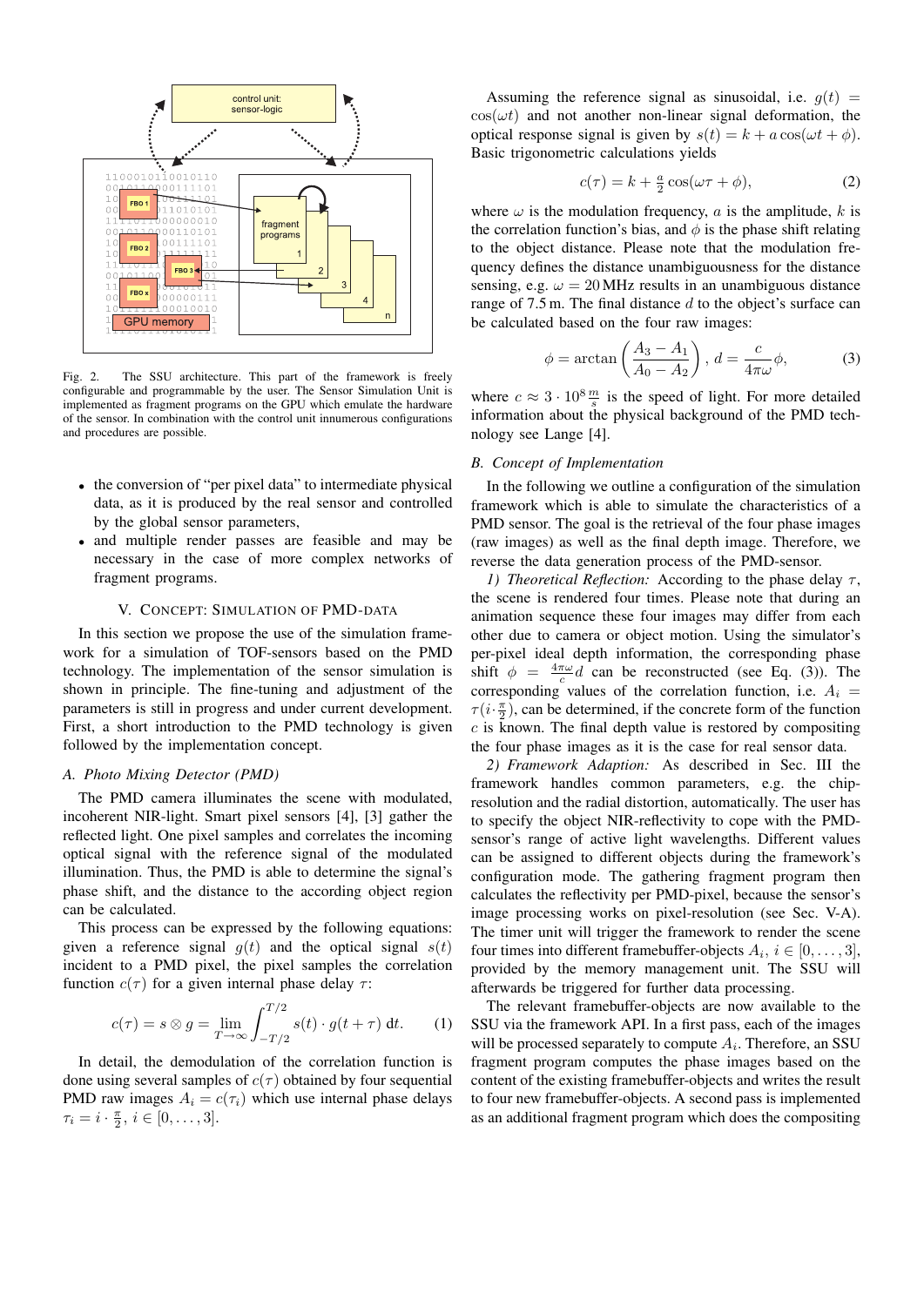Fig. 2. The SSU architecture. This part of the framework is freely configurable and programmable by the user. The Sensor Simulation Unit is implemented as fragment programs on the GPU which emulate the hardware of the sensor. In combination with the control unit innumerous configurations and procedures are possible.

- the conversion of "per pixel data" to intermediate physical data, as it is produced by the real sensor and controlled by the global sensor parameters,
- and multiple render passes are feasible and may be necessary in the case of more complex networks of fragment programs.

## V. Concept: Simulation of PMD-Data

In this section we propose the use of the simulation framework for a simulation of TOF-sensors based on the PMD technology. The implementation of the sensor simulation is shown in principle. The fine-tuning and adjustment of the parameters is still in progress and under current development. First, a short introduction to the PMD technology is given followed by the implementation concept.

### A. Photo Mixing Detector (PMD)

The PMD camera illuminates the scene with modulated, incoherent NIR-light. Smart pixel sensors [4], [3] gather the reflected light. One pixel samples and correlates the incoming optical signal with the reference signal of the modulated illumination. Thus, the PMD is able to determine the signal's phase shift, and the distance to the according object region can be calculated.

This process can be expressed by the following equations: given a reference signal $g(t)$ and the optical signal $s(t)$ incident to a PMD pixel, the pixel samples the correlation function $c(\tau)$ for a given internal phase delay $\tau$:

$$c(\tau) = s \otimes g = \lim_{T\to\infty} \int_{-T/2}^{T/2} s(t) \cdot g(t+\tau)\ \mathrm{d}t. \qquad (1)$$

In detail, the demodulation of the correlation function is done using several samples of $c(\tau)$ obtained by four sequential PMD raw images $A_i = c(\tau_i)$ which use internal phase delays $\tau_i = i \cdot \frac{\pi}{2}$, $i \in [0, \ldots, 3]$.

Assuming the reference signal as sinusoidal, i.e. $g(t) = \cos(\omega t)$ and not another non-linear signal deformation, the optical response signal is given by $s(t) = k + a\cos(\omega t + \phi)$. Basic trigonometric calculations yields

$$c(\tau) = k + \tfrac{a}{2}\cos(\omega\tau + \phi), \qquad (2)$$

where $\omega$ is the modulation frequency, $a$ is the amplitude, $k$ is the correlation function's bias, and $\phi$ is the phase shift relating to the object distance. Please note that the modulation frequency defines the distance unambiguousness for the distance sensing, e.g. $\omega = 20\,\mathrm{MHz}$ results in an unambiguous distance range of 7.5 m. The final distance $d$ to the object's surface can be calculated based on the four raw images:

$$\phi = \arctan\left(\frac{A_3 - A_1}{A_0 - A_2}\right),\ d = \frac{c}{4\pi\omega}\phi, \qquad (3)$$

where $c \approx 3 \cdot 10^8 \frac{m}{s}$ is the speed of light. For more detailed information about the physical background of the PMD technology see Lange [4].

### B. Concept of Implementation

In the following we outline a configuration of the simulation framework which is able to simulate the characteristics of a PMD sensor. The goal is the retrieval of the four phase images (raw images) as well as the final depth image. Therefore, we reverse the data generation process of the PMD-sensor.

*1) Theoretical Reflection:* According to the phase delay $\tau$, the scene is rendered four times. Please note that during an animation sequence these four images may differ from each other due to camera or object motion. Using the simulator's per-pixel ideal depth information, the corresponding phase shift $\phi = \frac{4\pi\omega}{c}d$ can be reconstructed (see Eq. (3)). The corresponding values of the correlation function, i.e. $A_i = \tau(i \cdot \frac{\pi}{2})$, can be determined, if the concrete form of the function $c$ is known. The final depth value is restored by compositing the four phase images as it is the case for real sensor data.

*2) Framework Adaption:* As described in Sec. III the framework handles common parameters, e.g. the chip-resolution and the radial distortion, automatically. The user has to specify the object NIR-reflectivity to cope with the PMD-sensor's range of active light wavelengths. Different values can be assigned to different objects during the framework's configuration mode. The gathering fragment program then calculates the reflectivity per PMD-pixel, because the sensor's image processing works on pixel-resolution (see Sec. V-A). The timer will trigger the framework to render the scene four times into different framebuffer-objects $A_i$, $i \in [0, \ldots, 3]$, provided by the memory management unit. The SSU will afterwards be triggered for further data processing.

The relevant framebuffer-objects are now available to the SSU via the framework API. In a first pass, each of the images will be processed separately to compute $A_i$. Therefore, an SSU fragment program computes the phase images based on the content of the existing framebuffer-objects and writes the result to four new framebuffer-objects. A second pass is implemented as an additional fragment program which does the compositing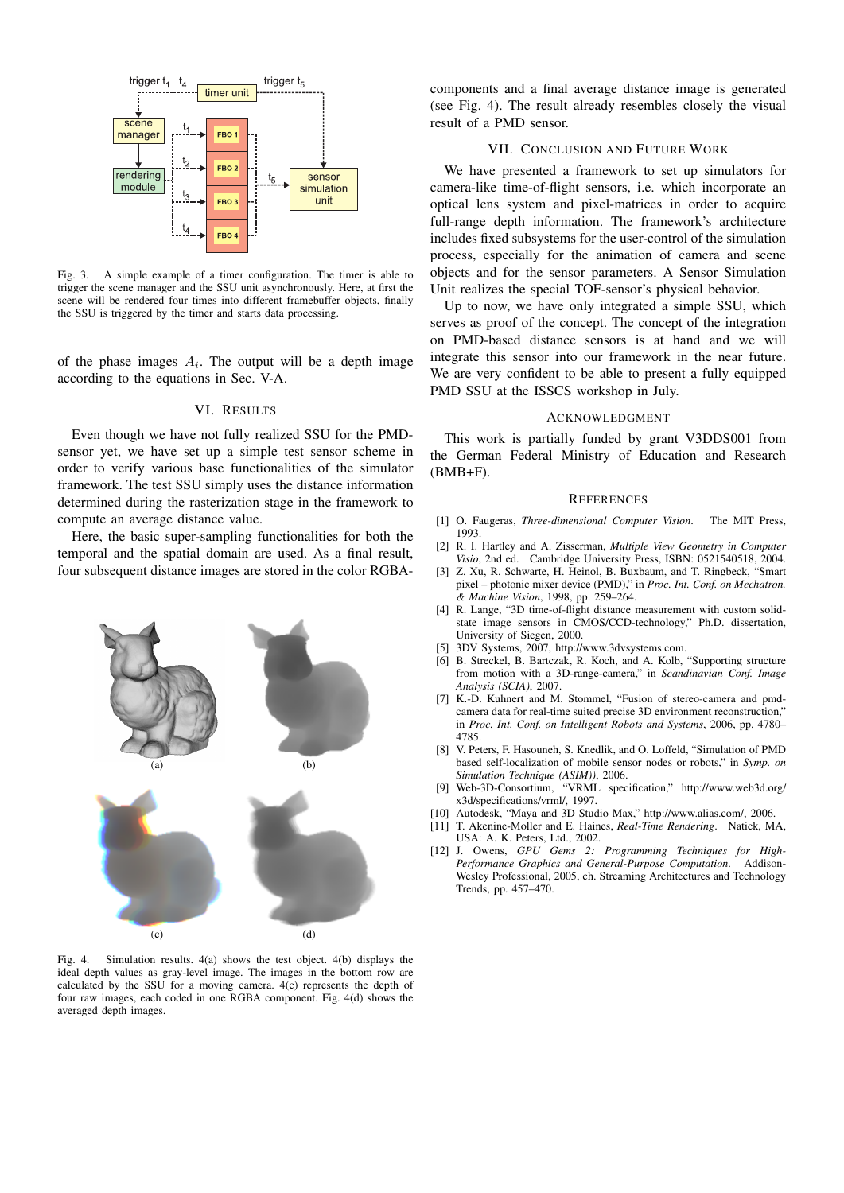trigger $t_1 \dots t_4$

timer unit

trigger $t_5$

scene manager

rendering module

$t_1$

$t_2$

$t_3$

$t_4$

FBO 1

FBO 2

FBO 3

FBO 4

$t_5$

sensor simulation unit

Fig. 3. A simple example of a timer configuration. The timer is able to trigger the scene manager and the SSU unit asynchronously. Here, at first the scene will be rendered four times into different framebuffer objects, finally the SSU is triggered by the timer and starts data processing.

of the phase images $A_i$. The output will be a depth image according to the equations in Sec. V-A.

## VI. Results

Even though we have not fully realized SSU for the PMD-sensor yet, we have set up a simple test sensor scheme in order to verify various base functionalities of the simulator framework. The test SSU simply uses the distance information determined during the rasterization stage in the framework to compute an average distance value.

Here, the basic super-sampling functionalities for both the temporal and the spatial domain are used. As a final result, four subsequent distance images are stored in the color RGBA-components and a final average distance image is generated (see Fig. 4). The result already resembles closely the visual result of a PMD sensor.

(a)

(b)

(c)

(d)

Fig. 4. Simulation results. 4(a) shows the test object. 4(b) displays the ideal depth values as gray-level image. The images in the bottom row are calculated by the SSU for a moving camera. 4(c) represents the depth of four raw images, each coded in one RGBA component. Fig. 4(d) shows the averaged depth images.

## VII. Conclusion and Future Work

We have presented a framework to set up simulators for camera-like time-of-flight sensors, i.e. which incorporate an optical lens system and pixel-matrices in order to acquire full-range depth information. The framework's architecture includes fixed subsystems for the user-control of the simulation process, especially for the animation of camera and scene objects and for the sensor parameters. A Sensor Simulation Unit realizes the special TOF-sensor's physical behavior.

Up to now, we have only integrated a simple SSU, which serves as proof of the concept. The concept of the integration on PMD-based distance sensors is at hand and we will integrate this sensor into our framework in the near future. We are very confident to be able to present a fully equipped PMD SSU at the ISSCS workshop in July.

## Acknowledgment

This work is partially funded by grant V3DDS001 from the German Federal Ministry of Education and Research (BMB+F).

## References

[1] O. Faugeras, *Three-dimensional Computer Vision*. The MIT Press, 1993.

[2] R. I. Hartley and A. Zisserman, *Multiple View Geometry in Computer Visio*, 2nd ed. Cambridge University Press, ISBN: 0521540518, 2004.

[3] Z. Xu, R. Schwarte, H. Heinol, B. Buxbaum, and T. Ringbeck, "Smart pixel – photonic mixer device (PMD)," in *Proc. Int. Conf. on Mechatron. & Machine Vision*, 1998, pp. 259–264.

[4] R. Lange, "3D time-of-flight distance measurement with custom solid-state image sensors in CMOS/CCD-technology," Ph.D. dissertation, University of Siegen, 2000.

[5] 3DV Systems, 2007, http://www.3dvsystems.com.

[6] B. Streckel, B. Bartczak, R. Koch, and A. Kolb, "Supporting structure from motion with a 3D-range-camera," in *Scandinavian Conf. Image Analysis (SCIA)*, 2007.

[7] K.-D. Kuhnert and M. Stommel, "Fusion of stereo-camera and pmd-camera data for real-time suited precise 3D environment reconstruction," in *Proc. Int. Conf. on Intelligent Robots and Systems*, 2006, pp. 4780–4785.

[8] V. Peters, F. Hasouneh, S. Knedlik, and O. Loffeld, "Simulation of PMD based self-localization of mobile sensor nodes or robots," in *Symp. on Simulation Technique (ASIM))*, 2006.

[9] Web-3D-Consortium, "VRML specification," http://www.web3d.org/x3d/specifications/vrml/, 1997.

[10] Autodesk, "Maya and 3D Studio Max," http://www.alias.com/, 2006.

[11] T. Akenine-Moller and E. Haines, *Real-Time Rendering*. Natick, MA, USA: A. K. Peters, Ltd., 2002.

[12] J. Owens, *GPU Gems 2: Programming Techniques for High-Performance Graphics and General-Purpose Computation*. Addison-Wesley Professional, 2005, ch. Streaming Architectures and Technology Trends, pp. 457–470.